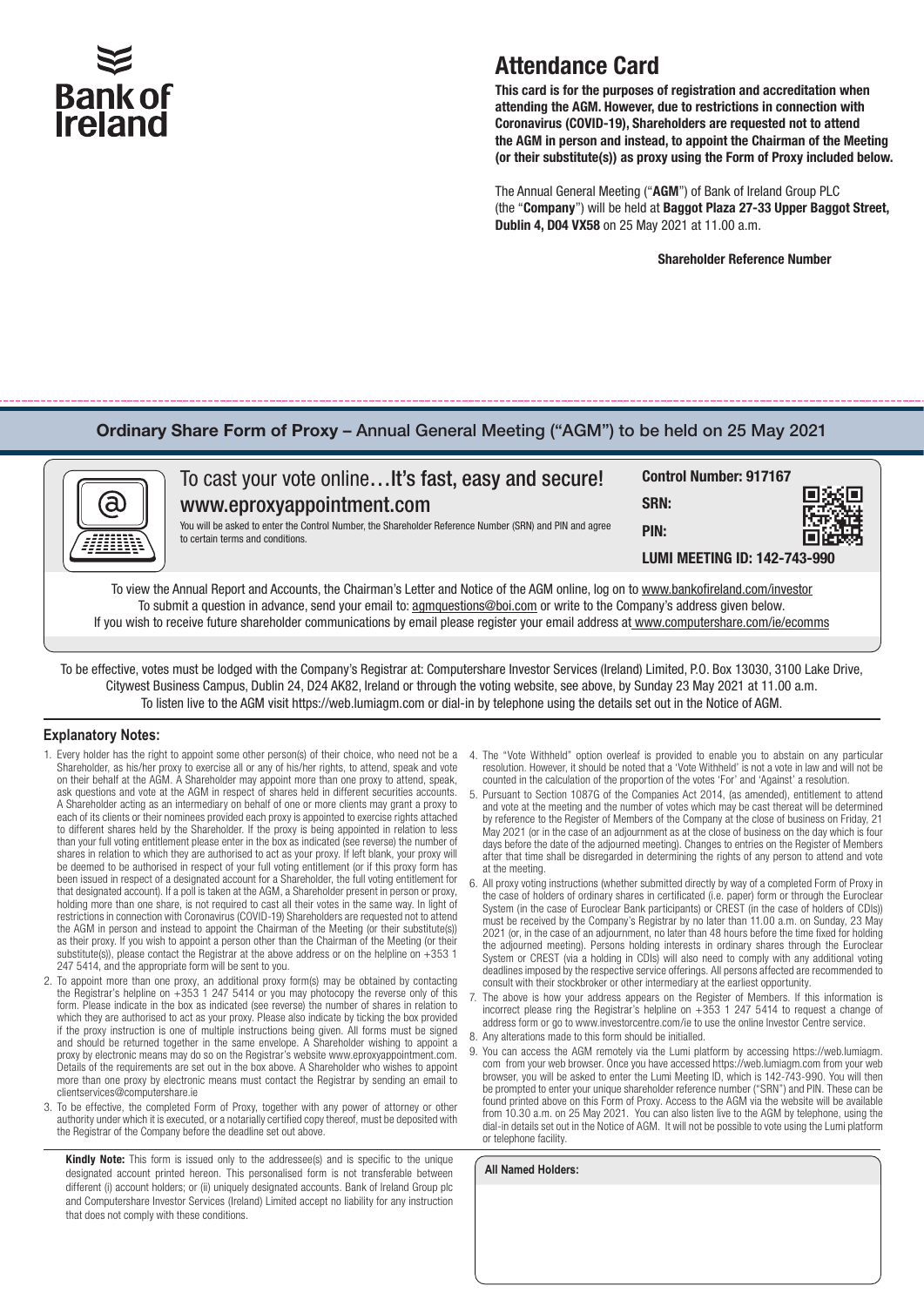# Attendance Card

**This card is for the purposes of registration and accreditation when attending the AGM. However, due to restrictions in connection with Coronavirus (COVID-19), Shareholders are requested not to attend the AGM in person and instead, to appoint the Chairman of the Meeting (or their substitute(s)) as proxy using the Form of Proxy included below.**

The Annual General Meeting ("**AGM**") of Bank of Ireland Group PLC (the "**Company**") will be held at **Baggot Plaza 27-33 Upper Baggot Street, Dublin 4, D04 VX58** on 25 May 2021 at 11.00 a.m.

**Shareholder Reference Number**

## Ordinary Share Form of Proxy – Annual General Meeting ("AGM") to be held on 25 May 2021

To cast your vote online…**It's fast, easy and secure!**

**www.eproxyappointment.com**

You will be asked to enter the Control Number, the Shareholder Reference Number (SRN) and PIN and agree to certain terms and conditions.

**Control Number: 917167**

**SRN:**

**PIN:**

**LUMI MEETING ID: 142-743-990**

To view the Annual Report and Accounts, the Chairman's Letter and Notice of the AGM online, log on to www.bankofireland.com/investor
To submit a question in advance, send your email to: agmquestions@boi.com or write to the Company's address given below.
If you wish to receive future shareholder communications by email please register your email address at www.computershare.com/ie/ecomms

To be effective, votes must be lodged with the Company's Registrar at: Computershare Investor Services (Ireland) Limited, P.O. Box 13030, 3100 Lake Drive, Citywest Business Campus, Dublin 24, D24 AK82, Ireland or through the voting website, see above, by Sunday 23 May 2021 at 11.00 a.m.
To listen live to the AGM visit https://web.lumiagm.com or dial-in by telephone using the details set out in the Notice of AGM.

### Explanatory Notes:

1. Every holder has the right to appoint some other person(s) of their choice, who need not be a Shareholder, as his/her proxy to exercise all or any of his/her rights, to attend, speak and vote on their behalf at the AGM. A Shareholder may appoint more than one proxy to attend, speak, ask questions and vote at the AGM in respect of shares held in different securities accounts. A Shareholder acting as an intermediary on behalf of one or more clients may grant a proxy to each of its clients or their nominees provided each proxy is appointed to exercise rights attached to different shares held by the Shareholder. If the proxy is being appointed in relation to less than your full voting entitlement please enter in the box as indicated (see reverse) the number of shares in relation to which they are authorised to act as your proxy. If left blank, your proxy will be deemed to be authorised in respect of your full voting entitlement (or if this proxy form has been issued in respect of a designated account for a Shareholder, the full voting entitlement for that designated account). If a poll is taken at the AGM, a Shareholder present in person or proxy, holding more than one share, is not required to cast all their votes in the same way. In light of restrictions in connection with Coronavirus (COVID-19) Shareholders are requested not to attend the AGM in person and instead to appoint the Chairman of the Meeting (or their substitute(s)) as their proxy. If you wish to appoint a person other than the Chairman of the Meeting (or their substitute(s)), please contact the Registrar at the above address or on the helpline on +353 1 247 5414, and the appropriate form will be sent to you.
2. To appoint more than one proxy, an additional proxy form(s) may be obtained by contacting the Registrar's helpline on +353 1 247 5414 or you may photocopy the reverse only of this form. Please indicate in the box as indicated (see reverse) the number of shares in relation to which they are authorised to act as your proxy. Please also indicate by ticking the box provided if the proxy instruction is one of multiple instructions being given. All forms must be signed and should be returned together in the same envelope. A Shareholder wishing to appoint a proxy by electronic means may do so on the Registrar's website www.eproxyappointment.com. Details of the requirements are set out in the box above. A Shareholder who wishes to appoint more than one proxy by electronic means must contact the Registrar by sending an email to clientservices@computershare.ie
3. To be effective, the completed Form of Proxy, together with any power of attorney or other authority under which it is executed, or a notarially certified copy thereof, must be deposited with the Registrar of the Company before the deadline set out above.
4. The "Vote Withheld" option overleaf is provided to enable you to abstain on any particular resolution. However, it should be noted that a 'Vote Withheld' is not a vote in law and will not be counted in the calculation of the proportion of the votes 'For' and 'Against' a resolution.
5. Pursuant to Section 1087G of the Companies Act 2014, (as amended), entitlement to attend and vote at the meeting and the number of votes which may be cast thereat will be determined by reference to the Register of Members of the Company at the close of business on Friday, 21 May 2021 (or in the case of an adjournment as at the close of business on the day which is four days before the date of the adjourned meeting). Changes to entries on the Register of Members after that time shall be disregarded in determining the rights of any person to attend and vote at the meeting.
6. All proxy voting instructions (whether submitted directly by way of a completed Form of Proxy in the case of holders of ordinary shares in certificated (i.e. paper) form or through the Euroclear System (in the case of Euroclear Bank participants) or CREST (in the case of holders of CDIs)) must be received by the Company's Registrar by no later than 11.00 a.m. on Sunday, 23 May 2021 (or, in the case of an adjournment, no later than 48 hours before the time fixed for holding the adjourned meeting). Persons holding interests in ordinary shares through the Euroclear System or CREST (via a holding in CDIs) will also need to comply with any additional voting deadlines imposed by the respective service offerings. All persons affected are recommended to consult with their stockbroker or other intermediary at the earliest opportunity.
7. The above is how your address appears on the Register of Members. If this information is incorrect please ring the Registrar's helpline on +353 1 247 5414 to request a change of address form or go to www.investorcentre.com/ie to use the online Investor Centre service.
8. Any alterations made to this form should be initialled.
9. You can access the AGM remotely via the Lumi platform by accessing https://web.lumiagm.com from your web browser. Once you have accessed https://web.lumiagm.com from your web browser, you will be asked to enter the Lumi Meeting ID, which is 142-743-990. You will then be prompted to enter your unique shareholder reference number ("SRN") and PIN. These can be found printed above on this Form of Proxy. Access to the AGM via the website will be available from 10.30 a.m. on 25 May 2021. You can also listen live to the AGM by telephone, using the dial-in details set out in the Notice of AGM. It will not be possible to vote using the Lumi platform or telephone facility.

**Kindly Note:** This form is issued only to the addressee(s) and is specific to the unique designated account printed hereon. This personalised form is not transferable between different (i) account holders; or (ii) uniquely designated accounts. Bank of Ireland Group plc and Computershare Investor Services (Ireland) Limited accept no liability for any instruction that does not comply with these conditions.

**All Named Holders:**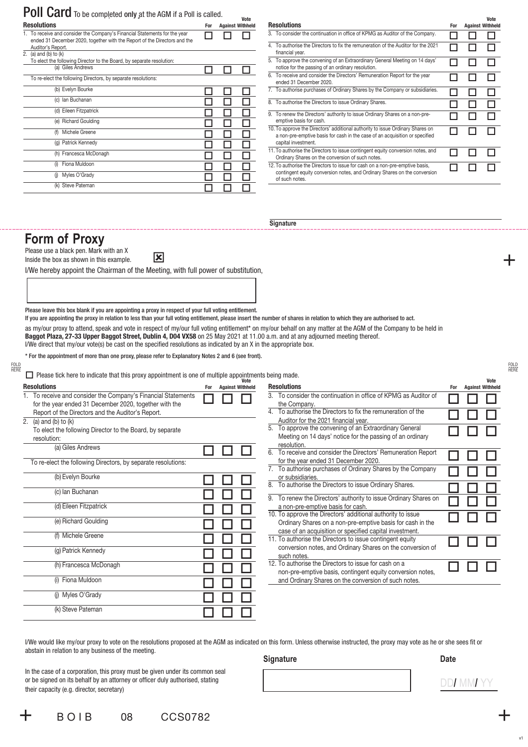# Poll Card

To be completed only at the AGM if a Poll is called.

| Resolutions | For | Against | Vote Withheld |
|---|---|---|---|
| 1. To receive and consider the Company's Financial Statements for the year ended 31 December 2020, together with the Report of the Directors and the Auditor's Report. | ☐ | ☐ | ☐ |
| 2. (a) and (b) to (k) | | | |
| To elect the following Director to the Board, by separate resolution: | | | |
| (a) Giles Andrews | ☐ | ☐ | ☐ |
| To re-elect the following Directors, by separate resolutions: | | | |
| (b) Evelyn Bourke | ☐ | ☐ | ☐ |
| (c) Ian Buchanan | ☐ | ☐ | ☐ |
| (d) Eileen Fitzpatrick | ☐ | ☐ | ☐ |
| (e) Richard Goulding | ☐ | ☐ | ☐ |
| (f) Michele Greene | ☐ | ☐ | ☐ |
| (g) Patrick Kennedy | ☐ | ☐ | ☐ |
| (h) Francesca McDonagh | ☐ | ☐ | ☐ |
| (i) Fiona Muldoon | ☐ | ☐ | ☐ |
| (j) Myles O'Grady | ☐ | ☐ | ☐ |
| (k) Steve Pateman | ☐ | ☐ | ☐ |
| 3. To consider the continuation in office of KPMG as Auditor of the Company. | ☐ | ☐ | ☐ |
| 4. To authorise the Directors to fix the remuneration of the Auditor for the 2021 financial year. | ☐ | ☐ | ☐ |
| 5. To approve the convening of an Extraordinary General Meeting on 14 days' notice for the passing of an ordinary resolution. | ☐ | ☐ | ☐ |
| 6. To receive and consider the Directors' Remuneration Report for the year ended 31 December 2020. | ☐ | ☐ | ☐ |
| 7. To authorise purchases of Ordinary Shares by the Company or subsidiaries. | ☐ | ☐ | ☐ |
| 8. To authorise the Directors to issue Ordinary Shares. | ☐ | ☐ | ☐ |
| 9. To renew the Directors' authority to issue Ordinary Shares on a non-pre-emptive basis for cash. | ☐ | ☐ | ☐ |
| 10. To approve the Directors' additional authority to issue Ordinary Shares on a non-pre-emptive basis for cash in the case of an acquisition or specified capital investment. | ☐ | ☐ | ☐ |
| 11. To authorise the Directors to issue contingent equity conversion notes, and Ordinary Shares on the conversion of such notes. | ☐ | ☐ | ☐ |
| 12. To authorise the Directors to issue for cash on a non-pre-emptive basis, contingent equity conversion notes, and Ordinary Shares on the conversion of such notes. | ☐ | ☐ | ☐ |

**Signature**

# Form of Proxy

Please use a black pen. Mark with an X inside the box as shown in this example. ☒

I/We hereby appoint the Chairman of the Meeting, with full power of substitution,

**Please leave this box blank if you are appointing a proxy in respect of your full voting entitlement.**

**If you are appointing the proxy in relation to less than your full voting entitlement, please insert the number of shares in relation to which they are authorised to act.**

as my/our proxy to attend, speak and vote in respect of my/our full voting entitlement* on my/our behalf on any matter at the AGM of the Company to be held in **Baggot Plaza, 27-33 Upper Baggot Street, Dublin 4, D04 VX58** on 25 May 2021 at 11.00 a.m. and at any adjourned meeting thereof.

I/We direct that my/our vote(s) be cast on the specified resolutions as indicated by an X in the appropriate box.

**\* For the appointment of more than one proxy, please refer to Explanatory Notes 2 and 6 (see front).**

☐ Please tick here to indicate that this proxy appointment is one of multiple appointments being made.

| Resolutions | For | Against | Vote Withheld |
|---|---|---|---|
| 1. To receive and consider the Company's Financial Statements for the year ended 31 December 2020, together with the Report of the Directors and the Auditor's Report. | ☐ | ☐ | ☐ |
| 2. (a) and (b) to (k) | | | |
| To elect the following Director to the Board, by separate resolution: | | | |
| (a) Giles Andrews | ☐ | ☐ | ☐ |
| To re-elect the following Directors, by separate resolutions: | | | |
| (b) Evelyn Bourke | ☐ | ☐ | ☐ |
| (c) Ian Buchanan | ☐ | ☐ | ☐ |
| (d) Eileen Fitzpatrick | ☐ | ☐ | ☐ |
| (e) Richard Goulding | ☐ | ☐ | ☐ |
| (f) Michele Greene | ☐ | ☐ | ☐ |
| (g) Patrick Kennedy | ☐ | ☐ | ☐ |
| (h) Francesca McDonagh | ☐ | ☐ | ☐ |
| (i) Fiona Muldoon | ☐ | ☐ | ☐ |
| (j) Myles O'Grady | ☐ | ☐ | ☐ |
| (k) Steve Pateman | ☐ | ☐ | ☐ |
| 3. To consider the continuation in office of KPMG as Auditor of the Company. | ☐ | ☐ | ☐ |
| 4. To authorise the Directors to fix the remuneration of the Auditor for the 2021 financial year. | ☐ | ☐ | ☐ |
| 5. To approve the convening of an Extraordinary General Meeting on 14 days' notice for the passing of an ordinary resolution. | ☐ | ☐ | ☐ |
| 6. To receive and consider the Directors' Remuneration Report for the year ended 31 December 2020. | ☐ | ☐ | ☐ |
| 7. To authorise purchases of Ordinary Shares by the Company or subsidiaries. | ☐ | ☐ | ☐ |
| 8. To authorise the Directors to issue Ordinary Shares. | ☐ | ☐ | ☐ |
| 9. To renew the Directors' authority to issue Ordinary Shares on a non-pre-emptive basis for cash. | ☐ | ☐ | ☐ |
| 10. To approve the Directors' additional authority to issue Ordinary Shares on a non-pre-emptive basis for cash in the case of an acquisition or specified capital investment. | ☐ | ☐ | ☐ |
| 11. To authorise the Directors to issue contingent equity conversion notes, and Ordinary Shares on the conversion of such notes. | ☐ | ☐ | ☐ |
| 12. To authorise the Directors to issue for cash on a non-pre-emptive basis, contingent equity conversion notes, and Ordinary Shares on the conversion of such notes. | ☐ | ☐ | ☐ |

I/We would like my/our proxy to vote on the resolutions proposed at the AGM as indicated on this form. Unless otherwise instructed, the proxy may vote as he or she sees fit or abstain in relation to any business of the meeting.

In the case of a corporation, this proxy must be given under its common seal or be signed on its behalf by an attorney or officer duly authorised, stating their capacity (e.g. director, secretary)

**Signature**

**Date**

DD/ MM/ YY

B O I B 08 CCS0782